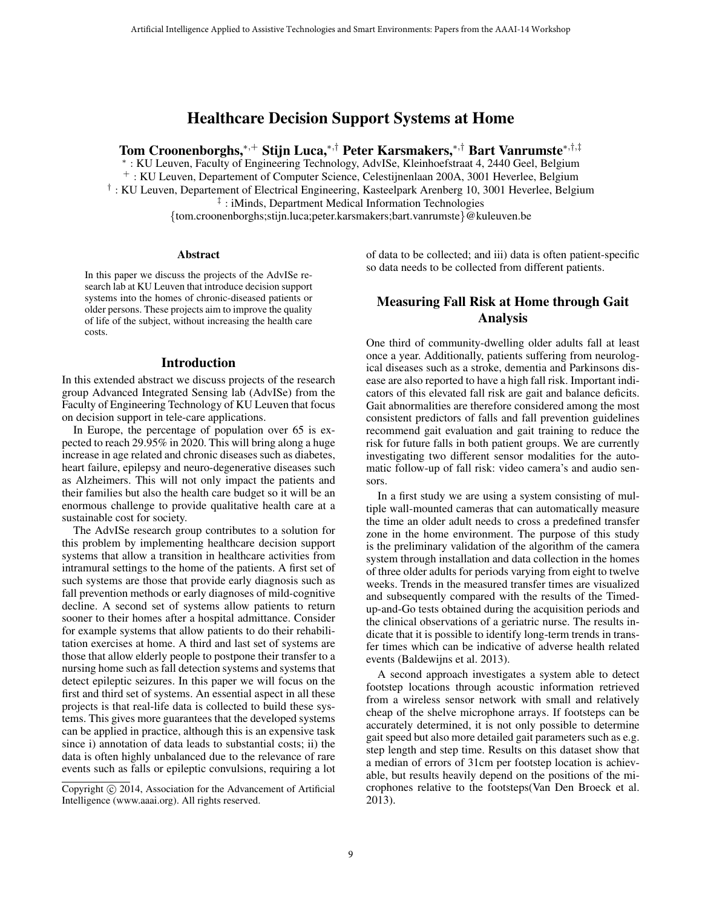# Healthcare Decision Support Systems at Home

**Tom Croonenborghs,**[*,+] **Stijn Luca,**[*,†] **Peter Karsmakers,**[*,†] **Bart Vanrumste**[*,†,‡]

[*] : KU Leuven, Faculty of Engineering Technology, AdvISe, Kleinhoefstraat 4, 2440 Geel, Belgium
[+] : KU Leuven, Departement of Computer Science, Celestijnenlaan 200A, 3001 Heverlee, Belgium
[†] : KU Leuven, Departement of Electrical Engineering, Kasteelpark Arenberg 10, 3001 Heverlee, Belgium
[‡] : iMinds, Department Medical Information Technologies
{tom.croonenborghs;stijn.luca;peter.karsmakers;bart.vanrumste}@kuleuven.be

## Abstract

In this paper we discuss the projects of the AdvISe research lab at KU Leuven that introduce decision support systems into the homes of chronic-diseased patients or older persons. These projects aim to improve the quality of life of the subject, without increasing the health care costs.

## Introduction

In this extended abstract we discuss projects of the research group Advanced Integrated Sensing lab (AdvISe) from the Faculty of Engineering Technology of KU Leuven that focus on decision support in tele-care applications.

In Europe, the percentage of population over 65 is expected to reach 29.95% in 2020. This will bring along a huge increase in age related and chronic diseases such as diabetes, heart failure, epilepsy and neuro-degenerative diseases such as Alzheimers. This will not only impact the patients and their families but also the health care budget so it will be an enormous challenge to provide qualitative health care at a sustainable cost for society.

The AdvISe research group contributes to a solution for this problem by implementing healthcare decision support systems that allow a transition in healthcare activities from intramural settings to the home of the patients. A first set of such systems are those that provide early diagnosis such as fall prevention methods or early diagnoses of mild-cognitive decline. A second set of systems allow patients to return sooner to their homes after a hospital admittance. Consider for example systems that allow patients to do their rehabilitation exercises at home. A third and last set of systems are those that allow elderly people to postpone their transfer to a nursing home such as fall detection systems and systems that detect epileptic seizures. In this paper we will focus on the first and third set of systems. An essential aspect in all these projects is that real-life data is collected to build these systems. This gives more guarantees that the developed systems can be applied in practice, although this is an expensive task since i) annotation of data leads to substantial costs; ii) the data is often highly unbalanced due to the relevance of rare events such as falls or epileptic convulsions, requiring a lot of data to be collected; and iii) data is often patient-specific so data needs to be collected from different patients.

## Measuring Fall Risk at Home through Gait Analysis

One third of community-dwelling older adults fall at least once a year. Additionally, patients suffering from neurological diseases such as a stroke, dementia and Parkinsons disease are also reported to have a high fall risk. Important indicators of this elevated fall risk are gait and balance deficits. Gait abnormalities are therefore considered among the most consistent predictors of falls and fall prevention guidelines recommend gait evaluation and gait training to reduce the risk for future falls in both patient groups. We are currently investigating two different sensor modalities for the automatic follow-up of fall risk: video camera's and audio sensors.

In a first study we are using a system consisting of multiple wall-mounted cameras that can automatically measure the time an older adult needs to cross a predefined transfer zone in the home environment. The purpose of this study is the preliminary validation of the algorithm of the camera system through installation and data collection in the homes of three older adults for periods varying from eight to twelve weeks. Trends in the measured transfer times are visualized and subsequently compared with the results of the Timed-up-and-Go tests obtained during the acquisition periods and the clinical observations of a geriatric nurse. The results indicate that it is possible to identify long-term trends in transfer times which can be indicative of adverse health related events (Baldewijns et al. 2013).

A second approach investigates a system able to detect footstep locations through acoustic information retrieved from a wireless sensor network with small and relatively cheap of the shelve microphone arrays. If footsteps can be accurately determined, it is not only possible to determine gait speed but also more detailed gait parameters such as e.g. step length and step time. Results on this dataset show that a median of errors of 31cm per footstep location is achievable, but results heavily depend on the positions of the microphones relative to the footsteps(Van Den Broeck et al. 2013).

Copyright © 2014, Association for the Advancement of Artificial Intelligence (www.aaai.org). All rights reserved.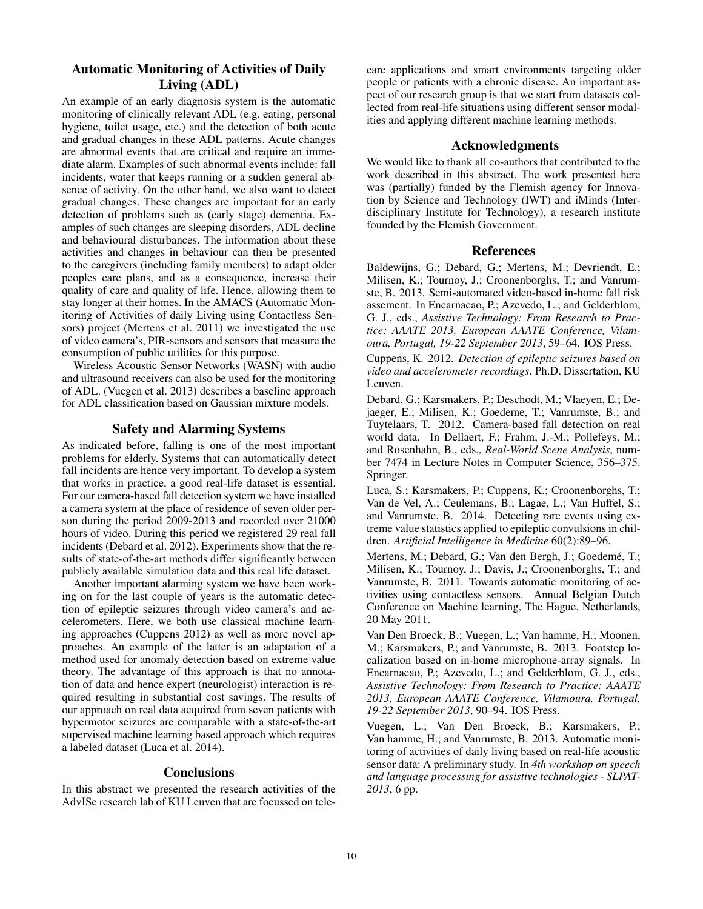## Automatic Monitoring of Activities of Daily Living (ADL)

An example of an early diagnosis system is the automatic monitoring of clinically relevant ADL (e.g. eating, personal hygiene, toilet usage, etc.) and the detection of both acute and gradual changes in these ADL patterns. Acute changes are abnormal events that are critical and require an immediate alarm. Examples of such abnormal events include: fall incidents, water that keeps running or a sudden general absence of activity. On the other hand, we also want to detect gradual changes. These changes are important for an early detection of problems such as (early stage) dementia. Examples of such changes are sleeping disorders, ADL decline and behavioural disturbances. The information about these activities and changes in behaviour can then be presented to the caregivers (including family members) to adapt older peoples care plans, and as a consequence, increase their quality of care and quality of life. Hence, allowing them to stay longer at their homes. In the AMACS (Automatic Monitoring of Activities of daily Living using Contactless Sensors) project (Mertens et al. 2011) we investigated the use of video camera's, PIR-sensors and sensors that measure the consumption of public utilities for this purpose.

Wireless Acoustic Sensor Networks (WASN) with audio and ultrasound receivers can also be used for the monitoring of ADL. (Vuegen et al. 2013) describes a baseline approach for ADL classification based on Gaussian mixture models.

## Safety and Alarming Systems

As indicated before, falling is one of the most important problems for elderly. Systems that can automatically detect fall incidents are hence very important. To develop a system that works in practice, a good real-life dataset is essential. For our camera-based fall detection system we have installed a camera system at the place of residence of seven older person during the period 2009-2013 and recorded over 21000 hours of video. During this period we registered 29 real fall incidents (Debard et al. 2012). Experiments show that the results of state-of-the-art methods differ significantly between publicly available simulation data and this real life dataset.

Another important alarming system we have been working on for the last couple of years is the automatic detection of epileptic seizures through video camera's and accelerometers. Here, we both use classical machine learning approaches (Cuppens 2012) as well as more novel approaches. An example of the latter is an adaptation of a method used for anomaly detection based on extreme value theory. The advantage of this approach is that no annotation of data and hence expert (neurologist) interaction is required resulting in substantial cost savings. The results of our approach on real data acquired from seven patients with hypermotor seizures are comparable with a state-of-the-art supervised machine learning based approach which requires a labeled dataset (Luca et al. 2014).

## Conclusions

In this abstract we presented the research activities of the AdvISe research lab of KU Leuven that are focussed on telecare applications and smart environments targeting older people or patients with a chronic disease. An important aspect of our research group is that we start from datasets collected from real-life situations using different sensor modalities and applying different machine learning methods.

## Acknowledgments

We would like to thank all co-authors that contributed to the work described in this abstract. The work presented here was (partially) funded by the Flemish agency for Innovation by Science and Technology (IWT) and iMinds (Interdisciplinary Institute for Technology), a research institute founded by the Flemish Government.

## References

Baldewijns, G.; Debard, G.; Mertens, M.; Devriendt, E.; Milisen, K.; Tournoy, J.; Croonenborghs, T.; and Vanrumste, B. 2013. Semi-automated video-based in-home fall risk assement. In Encarnacao, P.; Azevedo, L.; and Gelderblom, G. J., eds., *Assistive Technology: From Research to Practice: AAATE 2013, European AAATE Conference, Vilamoura, Portugal, 19-22 September 2013*, 59–64. IOS Press.

Cuppens, K. 2012. *Detection of epileptic seizures based on video and accelerometer recordings*. Ph.D. Dissertation, KU Leuven.

Debard, G.; Karsmakers, P.; Deschodt, M.; Vlaeyen, E.; Dejaeger, E.; Milisen, K.; Goedeme, T.; Vanrumste, B.; and Tuytelaars, T. 2012. Camera-based fall detection on real world data. In Dellaert, F.; Frahm, J.-M.; Pollefeys, M.; and Rosenhahn, B., eds., *Real-World Scene Analysis*, number 7474 in Lecture Notes in Computer Science, 356–375. Springer.

Luca, S.; Karsmakers, P.; Cuppens, K.; Croonenborghs, T.; Van de Vel, A.; Ceulemans, B.; Lagae, L.; Van Huffel, S.; and Vanrumste, B. 2014. Detecting rare events using extreme value statistics applied to epileptic convulsions in children. *Artificial Intelligence in Medicine* 60(2):89–96.

Mertens, M.; Debard, G.; Van den Bergh, J.; Goedemé, T.; Milisen, K.; Tournoy, J.; Davis, J.; Croonenborghs, T.; and Vanrumste, B. 2011. Towards automatic monitoring of activities using contactless sensors. Annual Belgian Dutch Conference on Machine learning, The Hague, Netherlands, 20 May 2011.

Van Den Broeck, B.; Vuegen, L.; Van hamme, H.; Moonen, M.; Karsmakers, P.; and Vanrumste, B. 2013. Footstep localization based on in-home microphone-array signals. In Encarnacao, P.; Azevedo, L.; and Gelderblom, G. J., eds., *Assistive Technology: From Research to Practice: AAATE 2013, European AAATE Conference, Vilamoura, Portugal, 19-22 September 2013*, 90–94. IOS Press.

Vuegen, L.; Van Den Broeck, B.; Karsmakers, P.; Van hamme, H.; and Vanrumste, B. 2013. Automatic monitoring of activities of daily living based on real-life acoustic sensor data: A preliminary study. In *4th workshop on speech and language processing for assistive technologies - SLPAT-2013*, 6 pp.